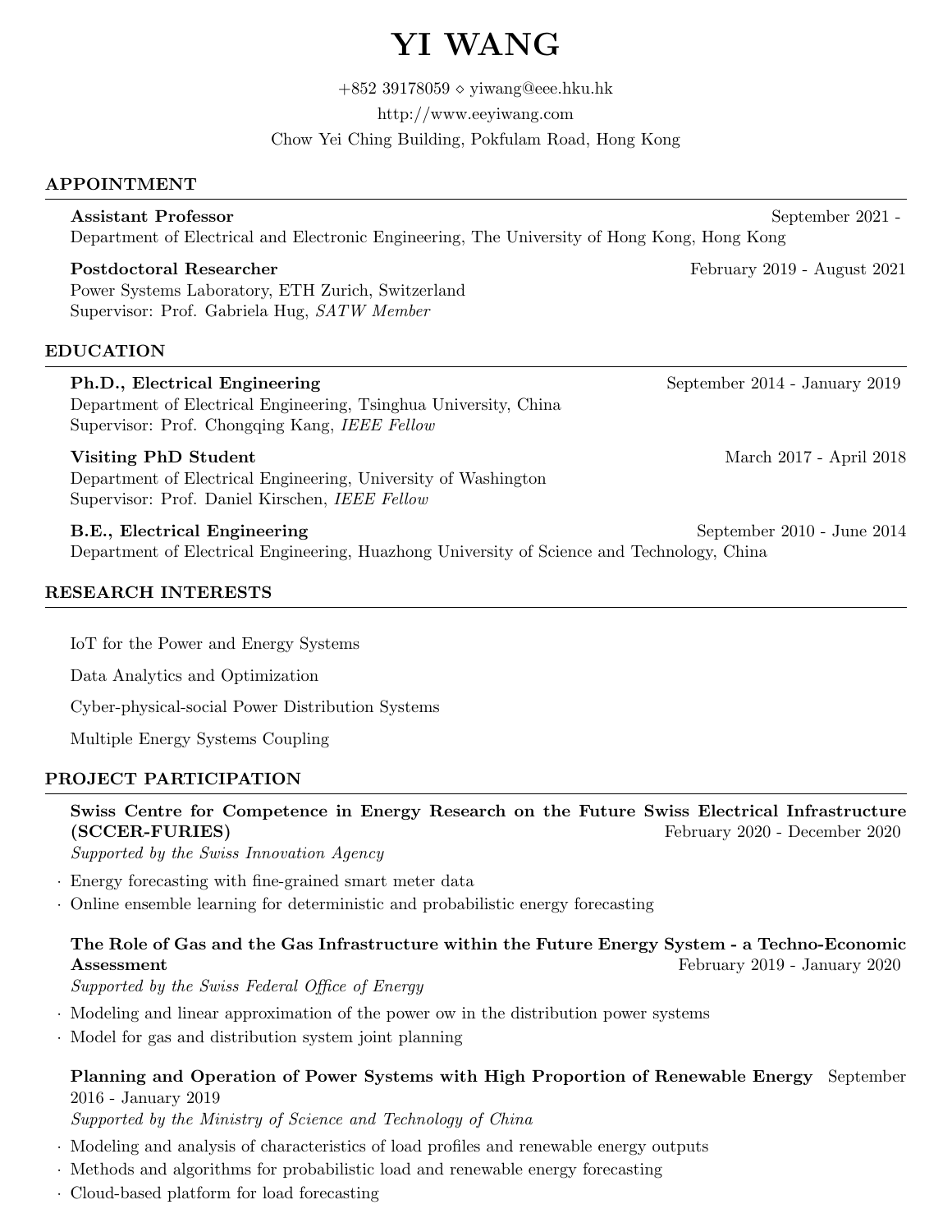# YI WANG

+852 39178059 ⋄ yiwang@eee.hku.hk
http://www.eeyiwang.com
Chow Yei Ching Building, Pokfulam Road, Hong Kong

## APPOINTMENT

**Assistant Professor** September 2021 -
Department of Electrical and Electronic Engineering, The University of Hong Kong, Hong Kong

**Postdoctoral Researcher** February 2019 - August 2021
Power Systems Laboratory, ETH Zurich, Switzerland
Supervisor: Prof. Gabriela Hug, *SATW Member*

## EDUCATION

**Ph.D., Electrical Engineering** September 2014 - January 2019
Department of Electrical Engineering, Tsinghua University, China
Supervisor: Prof. Chongqing Kang, *IEEE Fellow*

**Visiting PhD Student** March 2017 - April 2018
Department of Electrical Engineering, University of Washington
Supervisor: Prof. Daniel Kirschen, *IEEE Fellow*

**B.E., Electrical Engineering** September 2010 - June 2014
Department of Electrical Engineering, Huazhong University of Science and Technology, China

## RESEARCH INTERESTS

IoT for the Power and Energy Systems

Data Analytics and Optimization

Cyber-physical-social Power Distribution Systems

Multiple Energy Systems Coupling

## PROJECT PARTICIPATION

**Swiss Centre for Competence in Energy Research on the Future Swiss Electrical Infrastructure (SCCER-FURIES)** February 2020 - December 2020
*Supported by the Swiss Innovation Agency*

- Energy forecasting with fine-grained smart meter data
- Online ensemble learning for deterministic and probabilistic energy forecasting

**The Role of Gas and the Gas Infrastructure within the Future Energy System - a Techno-Economic Assessment** February 2019 - January 2020
*Supported by the Swiss Federal Office of Energy*

- Modeling and linear approximation of the power ow in the distribution power systems
- Model for gas and distribution system joint planning

**Planning and Operation of Power Systems with High Proportion of Renewable Energy** September 2016 - January 2019
*Supported by the Ministry of Science and Technology of China*

- Modeling and analysis of characteristics of load profiles and renewable energy outputs
- Methods and algorithms for probabilistic load and renewable energy forecasting
- Cloud-based platform for load forecasting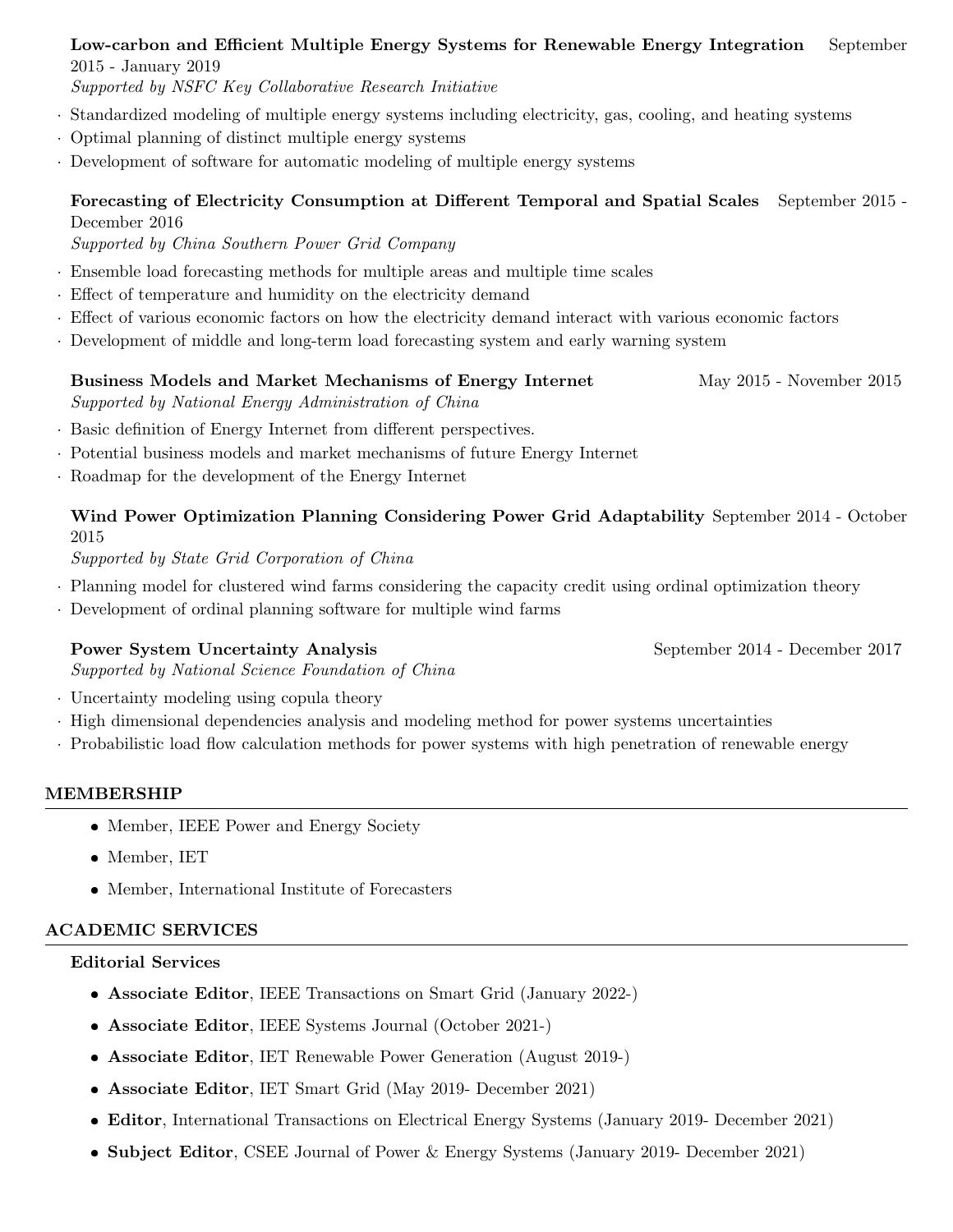**Low-carbon and Efficient Multiple Energy Systems for Renewable Energy Integration** September 2015 - January 2019
*Supported by NSFC Key Collaborative Research Initiative*

- Standardized modeling of multiple energy systems including electricity, gas, cooling, and heating systems
- Optimal planning of distinct multiple energy systems
- Development of software for automatic modeling of multiple energy systems

**Forecasting of Electricity Consumption at Different Temporal and Spatial Scales** September 2015 - December 2016
*Supported by China Southern Power Grid Company*

- Ensemble load forecasting methods for multiple areas and multiple time scales
- Effect of temperature and humidity on the electricity demand
- Effect of various economic factors on how the electricity demand interact with various economic factors
- Development of middle and long-term load forecasting system and early warning system

**Business Models and Market Mechanisms of Energy Internet** May 2015 - November 2015
*Supported by National Energy Administration of China*

- Basic definition of Energy Internet from different perspectives.
- Potential business models and market mechanisms of future Energy Internet
- Roadmap for the development of the Energy Internet

**Wind Power Optimization Planning Considering Power Grid Adaptability** September 2014 - October 2015
*Supported by State Grid Corporation of China*

- Planning model for clustered wind farms considering the capacity credit using ordinal optimization theory
- Development of ordinal planning software for multiple wind farms

**Power System Uncertainty Analysis** September 2014 - December 2017
*Supported by National Science Foundation of China*

- Uncertainty modeling using copula theory
- High dimensional dependencies analysis and modeling method for power systems uncertainties
- Probabilistic load flow calculation methods for power systems with high penetration of renewable energy

## MEMBERSHIP

- Member, IEEE Power and Energy Society
- Member, IET
- Member, International Institute of Forecasters

## ACADEMIC SERVICES

### Editorial Services

- **Associate Editor**, IEEE Transactions on Smart Grid (January 2022-)
- **Associate Editor**, IEEE Systems Journal (October 2021-)
- **Associate Editor**, IET Renewable Power Generation (August 2019-)
- **Associate Editor**, IET Smart Grid (May 2019- December 2021)
- **Editor**, International Transactions on Electrical Energy Systems (January 2019- December 2021)
- **Subject Editor**, CSEE Journal of Power & Energy Systems (January 2019- December 2021)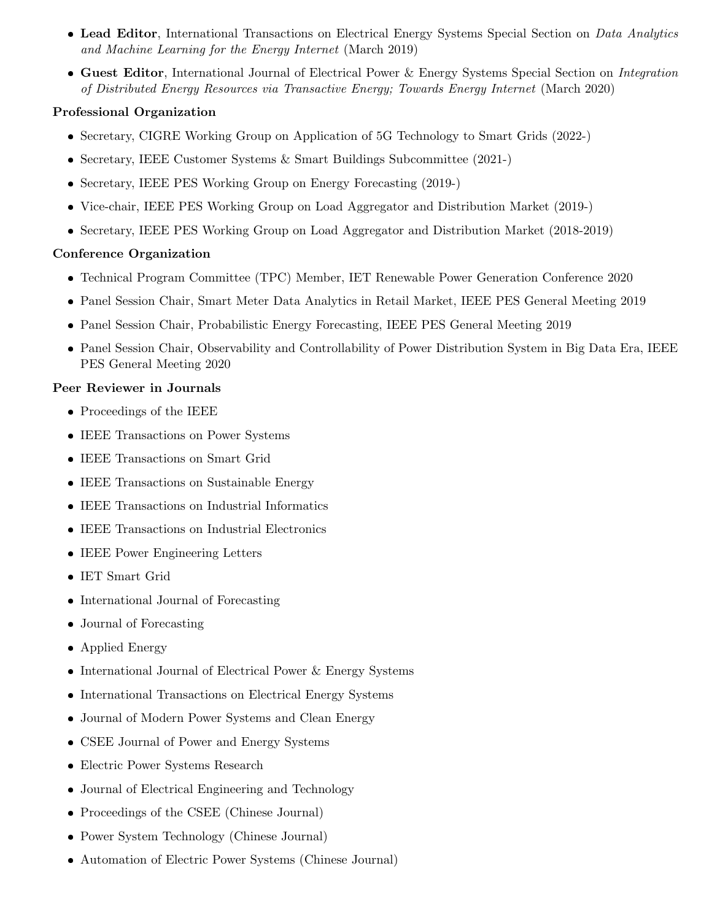- **Lead Editor**, International Transactions on Electrical Energy Systems Special Section on *Data Analytics and Machine Learning for the Energy Internet* (March 2019)
- **Guest Editor**, International Journal of Electrical Power & Energy Systems Special Section on *Integration of Distributed Energy Resources via Transactive Energy; Towards Energy Internet* (March 2020)

**Professional Organization**

- Secretary, CIGRE Working Group on Application of 5G Technology to Smart Grids (2022-)
- Secretary, IEEE Customer Systems & Smart Buildings Subcommittee (2021-)
- Secretary, IEEE PES Working Group on Energy Forecasting (2019-)
- Vice-chair, IEEE PES Working Group on Load Aggregator and Distribution Market (2019-)
- Secretary, IEEE PES Working Group on Load Aggregator and Distribution Market (2018-2019)

**Conference Organization**

- Technical Program Committee (TPC) Member, IET Renewable Power Generation Conference 2020
- Panel Session Chair, Smart Meter Data Analytics in Retail Market, IEEE PES General Meeting 2019
- Panel Session Chair, Probabilistic Energy Forecasting, IEEE PES General Meeting 2019
- Panel Session Chair, Observability and Controllability of Power Distribution System in Big Data Era, IEEE PES General Meeting 2020

**Peer Reviewer in Journals**

- Proceedings of the IEEE
- IEEE Transactions on Power Systems
- IEEE Transactions on Smart Grid
- IEEE Transactions on Sustainable Energy
- IEEE Transactions on Industrial Informatics
- IEEE Transactions on Industrial Electronics
- IEEE Power Engineering Letters
- IET Smart Grid
- International Journal of Forecasting
- Journal of Forecasting
- Applied Energy
- International Journal of Electrical Power & Energy Systems
- International Transactions on Electrical Energy Systems
- Journal of Modern Power Systems and Clean Energy
- CSEE Journal of Power and Energy Systems
- Electric Power Systems Research
- Journal of Electrical Engineering and Technology
- Proceedings of the CSEE (Chinese Journal)
- Power System Technology (Chinese Journal)
- Automation of Electric Power Systems (Chinese Journal)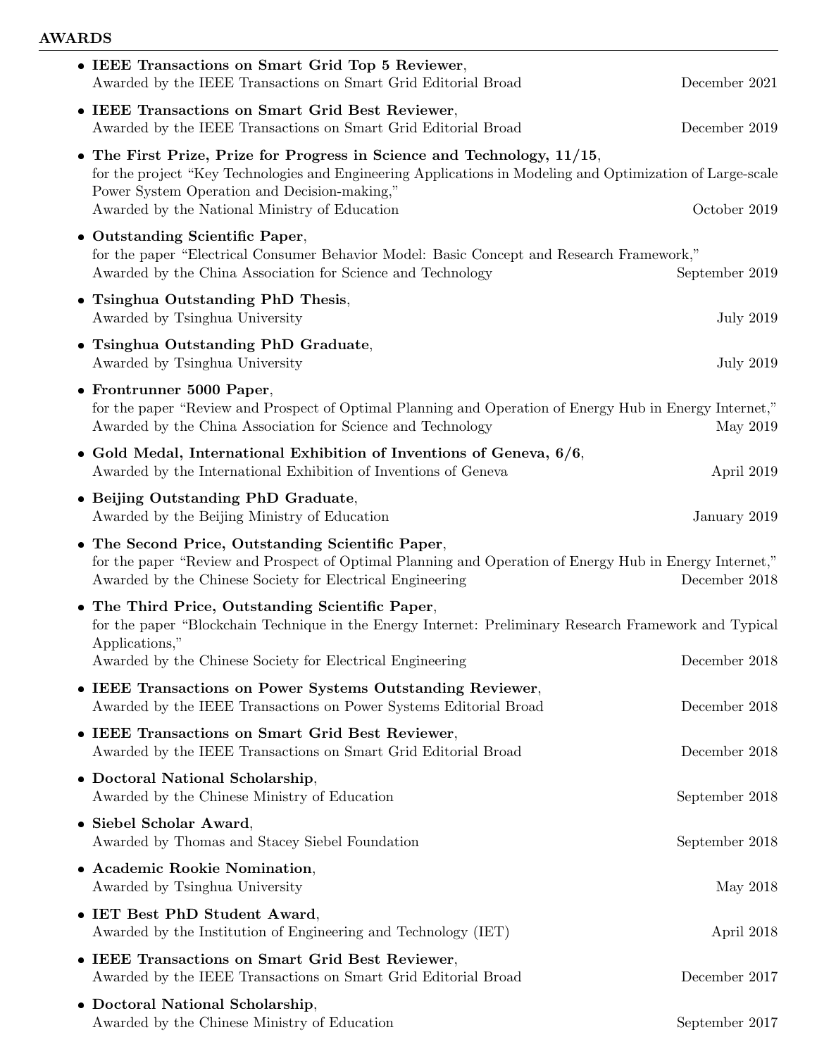## AWARDS

- **IEEE Transactions on Smart Grid Top 5 Reviewer**,
  Awarded by the IEEE Transactions on Smart Grid Editorial Broad — December 2021
- **IEEE Transactions on Smart Grid Best Reviewer**,
  Awarded by the IEEE Transactions on Smart Grid Editorial Broad — December 2019
- **The First Prize, Prize for Progress in Science and Technology, 11/15**,
  for the project "Key Technologies and Engineering Applications in Modeling and Optimization of Large-scale Power System Operation and Decision-making,"
  Awarded by the National Ministry of Education — October 2019
- **Outstanding Scientific Paper**,
  for the paper "Electrical Consumer Behavior Model: Basic Concept and Research Framework,"
  Awarded by the China Association for Science and Technology — September 2019
- **Tsinghua Outstanding PhD Thesis**,
  Awarded by Tsinghua University — July 2019
- **Tsinghua Outstanding PhD Graduate**,
  Awarded by Tsinghua University — July 2019
- **Frontrunner 5000 Paper**,
  for the paper "Review and Prospect of Optimal Planning and Operation of Energy Hub in Energy Internet,"
  Awarded by the China Association for Science and Technology — May 2019
- **Gold Medal, International Exhibition of Inventions of Geneva, 6/6**,
  Awarded by the International Exhibition of Inventions of Geneva — April 2019
- **Beijing Outstanding PhD Graduate**,
  Awarded by the Beijing Ministry of Education — January 2019
- **The Second Price, Outstanding Scientific Paper**,
  for the paper "Review and Prospect of Optimal Planning and Operation of Energy Hub in Energy Internet,"
  Awarded by the Chinese Society for Electrical Engineering — December 2018
- **The Third Price, Outstanding Scientific Paper**,
  for the paper "Blockchain Technique in the Energy Internet: Preliminary Research Framework and Typical Applications,"
  Awarded by the Chinese Society for Electrical Engineering — December 2018
- **IEEE Transactions on Power Systems Outstanding Reviewer**,
  Awarded by the IEEE Transactions on Power Systems Editorial Broad — December 2018
- **IEEE Transactions on Smart Grid Best Reviewer**,
  Awarded by the IEEE Transactions on Smart Grid Editorial Broad — December 2018
- **Doctoral National Scholarship**,
  Awarded by the Chinese Ministry of Education — September 2018
- **Siebel Scholar Award**,
  Awarded by Thomas and Stacey Siebel Foundation — September 2018
- **Academic Rookie Nomination**,
  Awarded by Tsinghua University — May 2018
- **IET Best PhD Student Award**,
  Awarded by the Institution of Engineering and Technology (IET) — April 2018
- **IEEE Transactions on Smart Grid Best Reviewer**,
  Awarded by the IEEE Transactions on Smart Grid Editorial Broad — December 2017
- **Doctoral National Scholarship**,
  Awarded by the Chinese Ministry of Education — September 2017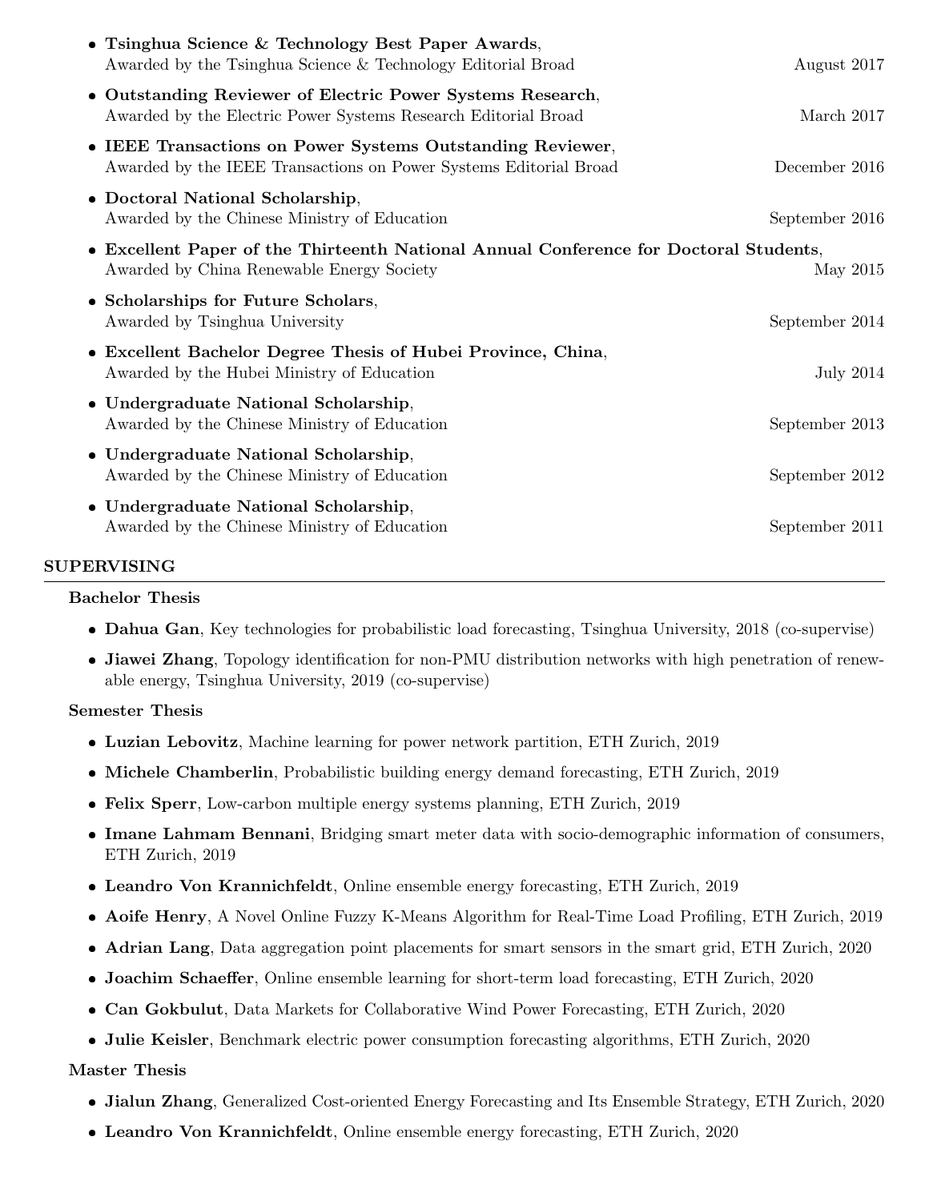- **Tsinghua Science & Technology Best Paper Awards**,
  Awarded by the Tsinghua Science & Technology Editorial Broad — August 2017
- **Outstanding Reviewer of Electric Power Systems Research**,
  Awarded by the Electric Power Systems Research Editorial Broad — March 2017
- **IEEE Transactions on Power Systems Outstanding Reviewer**,
  Awarded by the IEEE Transactions on Power Systems Editorial Broad — December 2016
- **Doctoral National Scholarship**,
  Awarded by the Chinese Ministry of Education — September 2016
- **Excellent Paper of the Thirteenth National Annual Conference for Doctoral Students**,
  Awarded by China Renewable Energy Society — May 2015
- **Scholarships for Future Scholars**,
  Awarded by Tsinghua University — September 2014
- **Excellent Bachelor Degree Thesis of Hubei Province, China**,
  Awarded by the Hubei Ministry of Education — July 2014
- **Undergraduate National Scholarship**,
  Awarded by the Chinese Ministry of Education — September 2013
- **Undergraduate National Scholarship**,
  Awarded by the Chinese Ministry of Education — September 2012
- **Undergraduate National Scholarship**,
  Awarded by the Chinese Ministry of Education — September 2011

## SUPERVISING

### Bachelor Thesis

- **Dahua Gan**, Key technologies for probabilistic load forecasting, Tsinghua University, 2018 (co-supervise)
- **Jiawei Zhang**, Topology identification for non-PMU distribution networks with high penetration of renewable energy, Tsinghua University, 2019 (co-supervise)

### Semester Thesis

- **Luzian Lebovitz**, Machine learning for power network partition, ETH Zurich, 2019
- **Michele Chamberlin**, Probabilistic building energy demand forecasting, ETH Zurich, 2019
- **Felix Sperr**, Low-carbon multiple energy systems planning, ETH Zurich, 2019
- **Imane Lahmam Bennani**, Bridging smart meter data with socio-demographic information of consumers, ETH Zurich, 2019
- **Leandro Von Krannichfeldt**, Online ensemble energy forecasting, ETH Zurich, 2019
- **Aoife Henry**, A Novel Online Fuzzy K-Means Algorithm for Real-Time Load Profiling, ETH Zurich, 2019
- **Adrian Lang**, Data aggregation point placements for smart sensors in the smart grid, ETH Zurich, 2020
- **Joachim Schaeffer**, Online ensemble learning for short-term load forecasting, ETH Zurich, 2020
- **Can Gokbulut**, Data Markets for Collaborative Wind Power Forecasting, ETH Zurich, 2020
- **Julie Keisler**, Benchmark electric power consumption forecasting algorithms, ETH Zurich, 2020

### Master Thesis

- **Jialun Zhang**, Generalized Cost-oriented Energy Forecasting and Its Ensemble Strategy, ETH Zurich, 2020
- **Leandro Von Krannichfeldt**, Online ensemble energy forecasting, ETH Zurich, 2020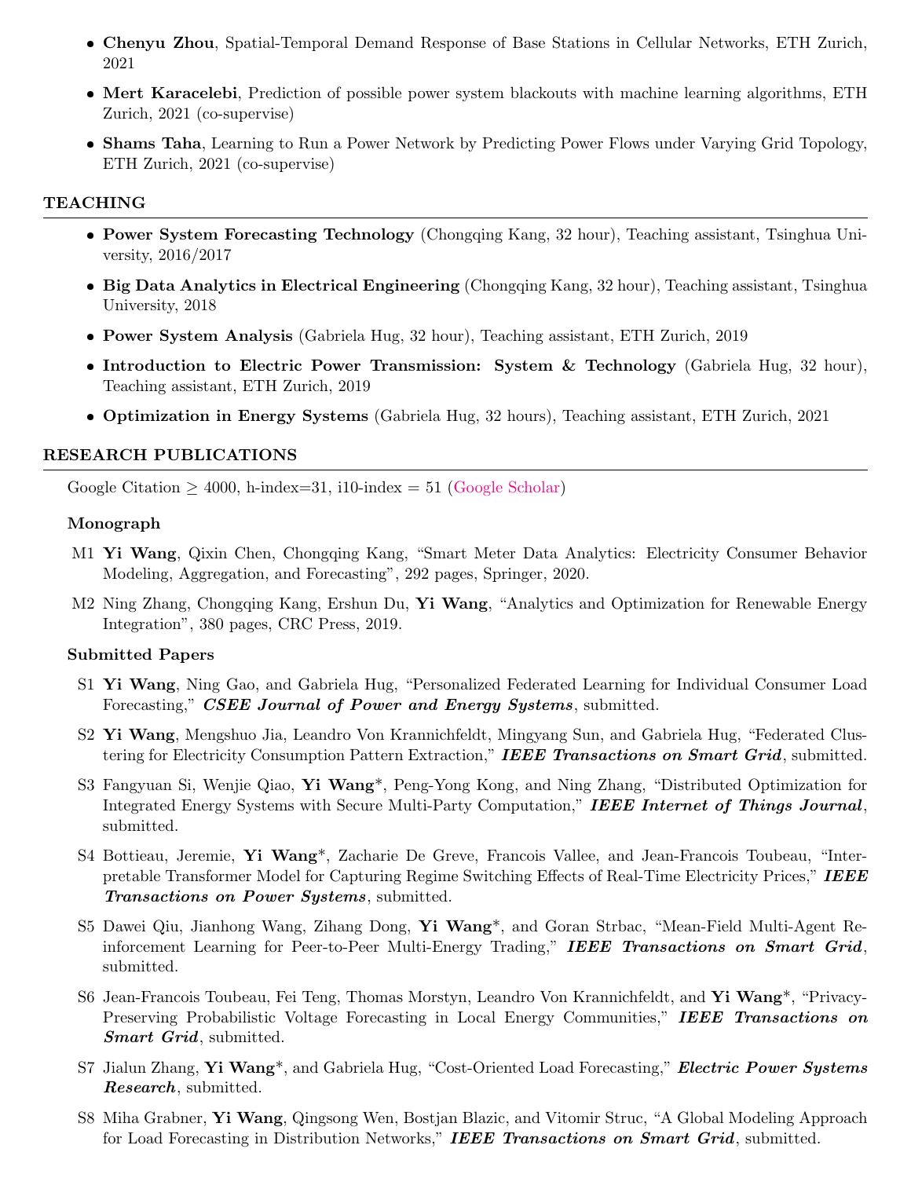- **Chenyu Zhou**, Spatial-Temporal Demand Response of Base Stations in Cellular Networks, ETH Zurich, 2021
- **Mert Karacelebi**, Prediction of possible power system blackouts with machine learning algorithms, ETH Zurich, 2021 (co-supervise)
- **Shams Taha**, Learning to Run a Power Network by Predicting Power Flows under Varying Grid Topology, ETH Zurich, 2021 (co-supervise)

## TEACHING

- **Power System Forecasting Technology** (Chongqing Kang, 32 hour), Teaching assistant, Tsinghua University, 2016/2017
- **Big Data Analytics in Electrical Engineering** (Chongqing Kang, 32 hour), Teaching assistant, Tsinghua University, 2018
- **Power System Analysis** (Gabriela Hug, 32 hour), Teaching assistant, ETH Zurich, 2019
- **Introduction to Electric Power Transmission: System & Technology** (Gabriela Hug, 32 hour), Teaching assistant, ETH Zurich, 2019
- **Optimization in Energy Systems** (Gabriela Hug, 32 hours), Teaching assistant, ETH Zurich, 2021

## RESEARCH PUBLICATIONS

Google Citation $\geq$ 4000, h-index=31, i10-index = 51 (Google Scholar)

### Monograph

M1 **Yi Wang**, Qixin Chen, Chongqing Kang, "Smart Meter Data Analytics: Electricity Consumer Behavior Modeling, Aggregation, and Forecasting", 292 pages, Springer, 2020.

M2 Ning Zhang, Chongqing Kang, Ershun Du, **Yi Wang**, "Analytics and Optimization for Renewable Energy Integration", 380 pages, CRC Press, 2019.

### Submitted Papers

S1 **Yi Wang**, Ning Gao, and Gabriela Hug, "Personalized Federated Learning for Individual Consumer Load Forecasting," ***CSEE Journal of Power and Energy Systems***, submitted.

S2 **Yi Wang**, Mengshuo Jia, Leandro Von Krannichfeldt, Mingyang Sun, and Gabriela Hug, "Federated Clustering for Electricity Consumption Pattern Extraction," ***IEEE Transactions on Smart Grid***, submitted.

S3 Fangyuan Si, Wenjie Qiao, **Yi Wang***, Peng-Yong Kong, and Ning Zhang, "Distributed Optimization for Integrated Energy Systems with Secure Multi-Party Computation," ***IEEE Internet of Things Journal***, submitted.

S4 Bottieau, Jeremie, **Yi Wang***, Zacharie De Greve, Francois Vallee, and Jean-Francois Toubeau, "Interpretable Transformer Model for Capturing Regime Switching Effects of Real-Time Electricity Prices," ***IEEE Transactions on Power Systems***, submitted.

S5 Dawei Qiu, Jianhong Wang, Zihang Dong, **Yi Wang***, and Goran Strbac, "Mean-Field Multi-Agent Reinforcement Learning for Peer-to-Peer Multi-Energy Trading," ***IEEE Transactions on Smart Grid***, submitted.

S6 Jean-Francois Toubeau, Fei Teng, Thomas Morstyn, Leandro Von Krannichfeldt, and **Yi Wang***, "Privacy-Preserving Probabilistic Voltage Forecasting in Local Energy Communities," ***IEEE Transactions on Smart Grid***, submitted.

S7 Jialun Zhang, **Yi Wang***, and Gabriela Hug, "Cost-Oriented Load Forecasting," ***Electric Power Systems Research***, submitted.

S8 Miha Grabner, **Yi Wang**, Qingsong Wen, Bostjan Blazic, and Vitomir Struc, "A Global Modeling Approach for Load Forecasting in Distribution Networks," ***IEEE Transactions on Smart Grid***, submitted.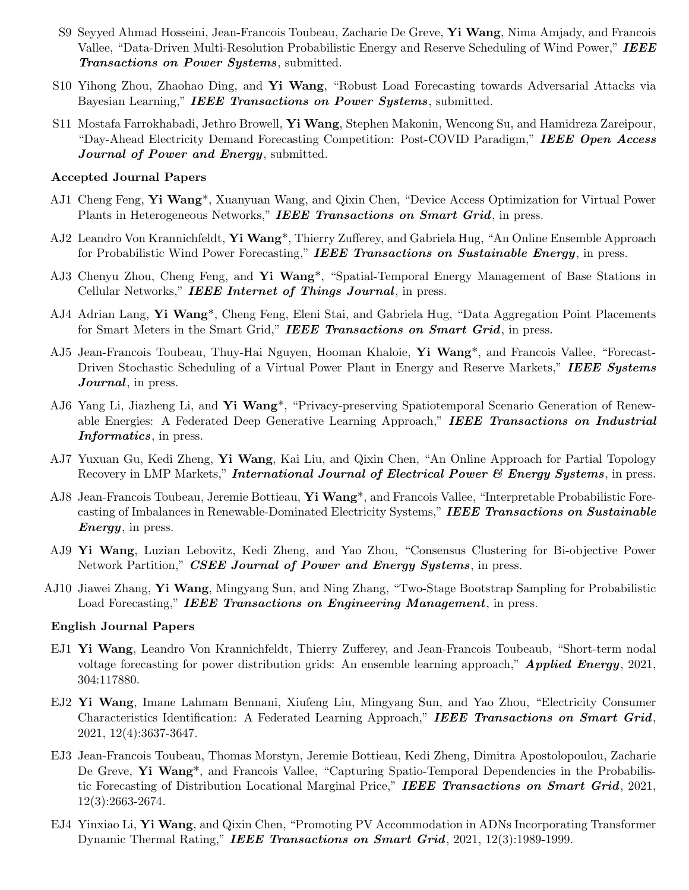S9 Seyyed Ahmad Hosseini, Jean-Francois Toubeau, Zacharie De Greve, **Yi Wang**, Nima Amjady, and Francois Vallee, "Data-Driven Multi-Resolution Probabilistic Energy and Reserve Scheduling of Wind Power," ***IEEE Transactions on Power Systems***, submitted.

S10 Yihong Zhou, Zhaohao Ding, and **Yi Wang**, "Robust Load Forecasting towards Adversarial Attacks via Bayesian Learning," ***IEEE Transactions on Power Systems***, submitted.

S11 Mostafa Farrokhabadi, Jethro Browell, **Yi Wang**, Stephen Makonin, Wencong Su, and Hamidreza Zareipour, "Day-Ahead Electricity Demand Forecasting Competition: Post-COVID Paradigm," ***IEEE Open Access Journal of Power and Energy***, submitted.

### Accepted Journal Papers

AJ1 Cheng Feng, **Yi Wang***, Xuanyuan Wang, and Qixin Chen, "Device Access Optimization for Virtual Power Plants in Heterogeneous Networks," ***IEEE Transactions on Smart Grid***, in press.

AJ2 Leandro Von Krannichfeldt, **Yi Wang***, Thierry Zufferey, and Gabriela Hug, "An Online Ensemble Approach for Probabilistic Wind Power Forecasting," ***IEEE Transactions on Sustainable Energy***, in press.

AJ3 Chenyu Zhou, Cheng Feng, and **Yi Wang***, "Spatial-Temporal Energy Management of Base Stations in Cellular Networks," ***IEEE Internet of Things Journal***, in press.

AJ4 Adrian Lang, **Yi Wang***, Cheng Feng, Eleni Stai, and Gabriela Hug, "Data Aggregation Point Placements for Smart Meters in the Smart Grid," ***IEEE Transactions on Smart Grid***, in press.

AJ5 Jean-Francois Toubeau, Thuy-Hai Nguyen, Hooman Khaloie, **Yi Wang***, and Francois Vallee, "Forecast-Driven Stochastic Scheduling of a Virtual Power Plant in Energy and Reserve Markets," ***IEEE Systems Journal***, in press.

AJ6 Yang Li, Jiazheng Li, and **Yi Wang***, "Privacy-preserving Spatiotemporal Scenario Generation of Renewable Energies: A Federated Deep Generative Learning Approach," ***IEEE Transactions on Industrial Informatics***, in press.

AJ7 Yuxuan Gu, Kedi Zheng, **Yi Wang**, Kai Liu, and Qixin Chen, "An Online Approach for Partial Topology Recovery in LMP Markets," ***International Journal of Electrical Power & Energy Systems***, in press.

AJ8 Jean-Francois Toubeau, Jeremie Bottieau, **Yi Wang***, and Francois Vallee, "Interpretable Probabilistic Forecasting of Imbalances in Renewable-Dominated Electricity Systems," ***IEEE Transactions on Sustainable Energy***, in press.

AJ9 **Yi Wang**, Luzian Lebovitz, Kedi Zheng, and Yao Zhou, "Consensus Clustering for Bi-objective Power Network Partition," ***CSEE Journal of Power and Energy Systems***, in press.

AJ10 Jiawei Zhang, **Yi Wang**, Mingyang Sun, and Ning Zhang, "Two-Stage Bootstrap Sampling for Probabilistic Load Forecasting," ***IEEE Transactions on Engineering Management***, in press.

### English Journal Papers

EJ1 **Yi Wang**, Leandro Von Krannichfeldt, Thierry Zufferey, and Jean-Francois Toubeaub, "Short-term nodal voltage forecasting for power distribution grids: An ensemble learning approach," ***Applied Energy***, 2021, 304:117880.

EJ2 **Yi Wang**, Imane Lahmam Bennani, Xiufeng Liu, Mingyang Sun, and Yao Zhou, "Electricity Consumer Characteristics Identification: A Federated Learning Approach," ***IEEE Transactions on Smart Grid***, 2021, 12(4):3637-3647.

EJ3 Jean-Francois Toubeau, Thomas Morstyn, Jeremie Bottieau, Kedi Zheng, Dimitra Apostolopoulou, Zacharie De Greve, **Yi Wang***, and Francois Vallee, "Capturing Spatio-Temporal Dependencies in the Probabilistic Forecasting of Distribution Locational Marginal Price," ***IEEE Transactions on Smart Grid***, 2021, 12(3):2663-2674.

EJ4 Yinxiao Li, **Yi Wang**, and Qixin Chen, "Promoting PV Accommodation in ADNs Incorporating Transformer Dynamic Thermal Rating," ***IEEE Transactions on Smart Grid***, 2021, 12(3):1989-1999.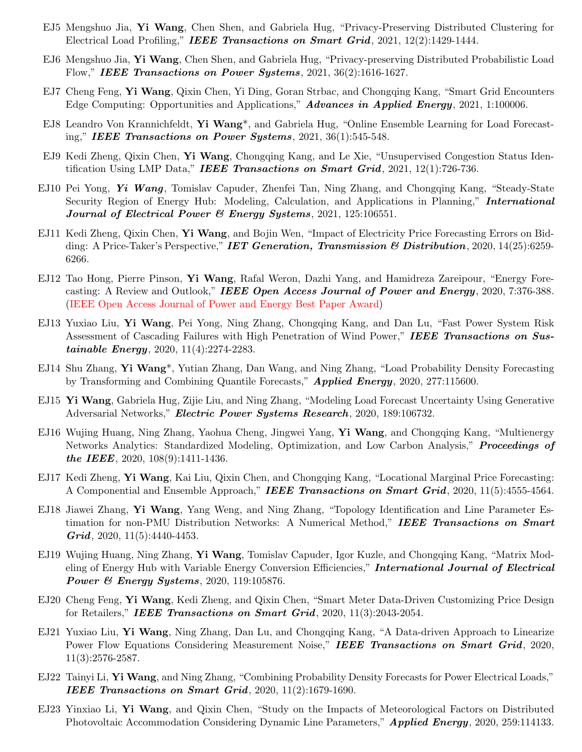- EJ5 Mengshuo Jia, **Yi Wang**, Chen Shen, and Gabriela Hug, "Privacy-Preserving Distributed Clustering for Electrical Load Profiling," ***IEEE Transactions on Smart Grid***, 2021, 12(2):1429-1444.
- EJ6 Mengshuo Jia, **Yi Wang**, Chen Shen, and Gabriela Hug, "Privacy-preserving Distributed Probabilistic Load Flow," ***IEEE Transactions on Power Systems***, 2021, 36(2):1616-1627.
- EJ7 Cheng Feng, **Yi Wang**, Qixin Chen, Yi Ding, Goran Strbac, and Chongqing Kang, "Smart Grid Encounters Edge Computing: Opportunities and Applications," ***Advances in Applied Energy***, 2021, 1:100006.
- EJ8 Leandro Von Krannichfeldt, **Yi Wang***, and Gabriela Hug, "Online Ensemble Learning for Load Forecasting," ***IEEE Transactions on Power Systems***, 2021, 36(1):545-548.
- EJ9 Kedi Zheng, Qixin Chen, **Yi Wang**, Chongqing Kang, and Le Xie, "Unsupervised Congestion Status Identification Using LMP Data," ***IEEE Transactions on Smart Grid***, 2021, 12(1):726-736.
- EJ10 Pei Yong, ***Yi Wang***, Tomislav Capuder, Zhenfei Tan, Ning Zhang, and Chongqing Kang, "Steady-State Security Region of Energy Hub: Modeling, Calculation, and Applications in Planning," ***International Journal of Electrical Power & Energy Systems***, 2021, 125:106551.
- EJ11 Kedi Zheng, Qixin Chen, **Yi Wang**, and Bojin Wen, "Impact of Electricity Price Forecasting Errors on Bidding: A Price-Taker's Perspective," ***IET Generation, Transmission & Distribution***, 2020, 14(25):6259-6266.
- EJ12 Tao Hong, Pierre Pinson, **Yi Wang**, Rafal Weron, Dazhi Yang, and Hamidreza Zareipour, "Energy Forecasting: A Review and Outlook," ***IEEE Open Access Journal of Power and Energy***, 2020, 7:376-388. (IEEE Open Access Journal of Power and Energy Best Paper Award)
- EJ13 Yuxiao Liu, **Yi Wang**, Pei Yong, Ning Zhang, Chongqing Kang, and Dan Lu, "Fast Power System Risk Assessment of Cascading Failures with High Penetration of Wind Power," ***IEEE Transactions on Sustainable Energy***, 2020, 11(4):2274-2283.
- EJ14 Shu Zhang, **Yi Wang***, Yutian Zhang, Dan Wang, and Ning Zhang, "Load Probability Density Forecasting by Transforming and Combining Quantile Forecasts," ***Applied Energy***, 2020, 277:115600.
- EJ15 **Yi Wang**, Gabriela Hug, Zijie Liu, and Ning Zhang, "Modeling Load Forecast Uncertainty Using Generative Adversarial Networks," ***Electric Power Systems Research***, 2020, 189:106732.
- EJ16 Wujing Huang, Ning Zhang, Yaohua Cheng, Jingwei Yang, **Yi Wang**, and Chongqing Kang, "Multienergy Networks Analytics: Standardized Modeling, Optimization, and Low Carbon Analysis," ***Proceedings of the IEEE***, 2020, 108(9):1411-1436.
- EJ17 Kedi Zheng, **Yi Wang**, Kai Liu, Qixin Chen, and Chongqing Kang, "Locational Marginal Price Forecasting: A Componential and Ensemble Approach," ***IEEE Transactions on Smart Grid***, 2020, 11(5):4555-4564.
- EJ18 Jiawei Zhang, **Yi Wang**, Yang Weng, and Ning Zhang, "Topology Identification and Line Parameter Estimation for non-PMU Distribution Networks: A Numerical Method," ***IEEE Transactions on Smart Grid***, 2020, 11(5):4440-4453.
- EJ19 Wujing Huang, Ning Zhang, **Yi Wang**, Tomislav Capuder, Igor Kuzle, and Chongqing Kang, "Matrix Modeling of Energy Hub with Variable Energy Conversion Efficiencies," ***International Journal of Electrical Power & Energy Systems***, 2020, 119:105876.
- EJ20 Cheng Feng, **Yi Wang**, Kedi Zheng, and Qixin Chen, "Smart Meter Data-Driven Customizing Price Design for Retailers," ***IEEE Transactions on Smart Grid***, 2020, 11(3):2043-2054.
- EJ21 Yuxiao Liu, **Yi Wang**, Ning Zhang, Dan Lu, and Chongqing Kang, "A Data-driven Approach to Linearize Power Flow Equations Considering Measurement Noise," ***IEEE Transactions on Smart Grid***, 2020, 11(3):2576-2587.
- EJ22 Tainyi Li, **Yi Wang**, and Ning Zhang, "Combining Probability Density Forecasts for Power Electrical Loads," ***IEEE Transactions on Smart Grid***, 2020, 11(2):1679-1690.
- EJ23 Yinxiao Li, **Yi Wang**, and Qixin Chen, "Study on the Impacts of Meteorological Factors on Distributed Photovoltaic Accommodation Considering Dynamic Line Parameters," ***Applied Energy***, 2020, 259:114133.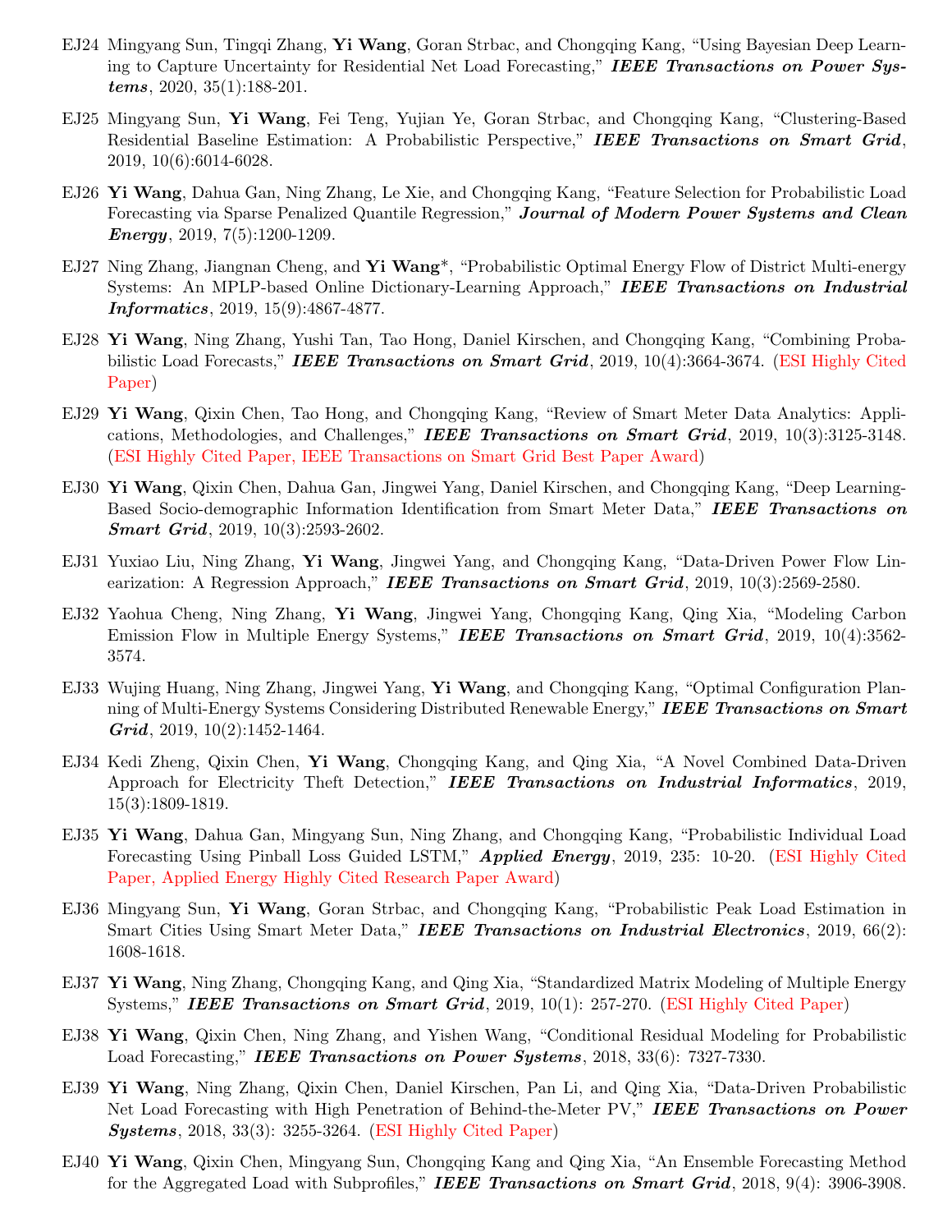EJ24 Mingyang Sun, Tingqi Zhang, **Yi Wang**, Goran Strbac, and Chongqing Kang, "Using Bayesian Deep Learning to Capture Uncertainty for Residential Net Load Forecasting," ***IEEE Transactions on Power Systems***, 2020, 35(1):188-201.

EJ25 Mingyang Sun, **Yi Wang**, Fei Teng, Yujian Ye, Goran Strbac, and Chongqing Kang, "Clustering-Based Residential Baseline Estimation: A Probabilistic Perspective," ***IEEE Transactions on Smart Grid***, 2019, 10(6):6014-6028.

EJ26 **Yi Wang**, Dahua Gan, Ning Zhang, Le Xie, and Chongqing Kang, "Feature Selection for Probabilistic Load Forecasting via Sparse Penalized Quantile Regression," ***Journal of Modern Power Systems and Clean Energy***, 2019, 7(5):1200-1209.

EJ27 Ning Zhang, Jiangnan Cheng, and **Yi Wang***, "Probabilistic Optimal Energy Flow of District Multi-energy Systems: An MPLP-based Online Dictionary-Learning Approach," ***IEEE Transactions on Industrial Informatics***, 2019, 15(9):4867-4877.

EJ28 **Yi Wang**, Ning Zhang, Yushi Tan, Tao Hong, Daniel Kirschen, and Chongqing Kang, "Combining Probabilistic Load Forecasts," ***IEEE Transactions on Smart Grid***, 2019, 10(4):3664-3674. (ESI Highly Cited Paper)

EJ29 **Yi Wang**, Qixin Chen, Tao Hong, and Chongqing Kang, "Review of Smart Meter Data Analytics: Applications, Methodologies, and Challenges," ***IEEE Transactions on Smart Grid***, 2019, 10(3):3125-3148. (ESI Highly Cited Paper, IEEE Transactions on Smart Grid Best Paper Award)

EJ30 **Yi Wang**, Qixin Chen, Dahua Gan, Jingwei Yang, Daniel Kirschen, and Chongqing Kang, "Deep Learning-Based Socio-demographic Information Identification from Smart Meter Data," ***IEEE Transactions on Smart Grid***, 2019, 10(3):2593-2602.

EJ31 Yuxiao Liu, Ning Zhang, **Yi Wang**, Jingwei Yang, and Chongqing Kang, "Data-Driven Power Flow Linearization: A Regression Approach," ***IEEE Transactions on Smart Grid***, 2019, 10(3):2569-2580.

EJ32 Yaohua Cheng, Ning Zhang, **Yi Wang**, Jingwei Yang, Chongqing Kang, Qing Xia, "Modeling Carbon Emission Flow in Multiple Energy Systems," ***IEEE Transactions on Smart Grid***, 2019, 10(4):3562-3574.

EJ33 Wujing Huang, Ning Zhang, Jingwei Yang, **Yi Wang**, and Chongqing Kang, "Optimal Configuration Planning of Multi-Energy Systems Considering Distributed Renewable Energy," ***IEEE Transactions on Smart Grid***, 2019, 10(2):1452-1464.

EJ34 Kedi Zheng, Qixin Chen, **Yi Wang**, Chongqing Kang, and Qing Xia, "A Novel Combined Data-Driven Approach for Electricity Theft Detection," ***IEEE Transactions on Industrial Informatics***, 2019, 15(3):1809-1819.

EJ35 **Yi Wang**, Dahua Gan, Mingyang Sun, Ning Zhang, and Chongqing Kang, "Probabilistic Individual Load Forecasting Using Pinball Loss Guided LSTM," ***Applied Energy***, 2019, 235: 10-20. (ESI Highly Cited Paper, Applied Energy Highly Cited Research Paper Award)

EJ36 Mingyang Sun, **Yi Wang**, Goran Strbac, and Chongqing Kang, "Probabilistic Peak Load Estimation in Smart Cities Using Smart Meter Data," ***IEEE Transactions on Industrial Electronics***, 2019, 66(2): 1608-1618.

EJ37 **Yi Wang**, Ning Zhang, Chongqing Kang, and Qing Xia, "Standardized Matrix Modeling of Multiple Energy Systems," ***IEEE Transactions on Smart Grid***, 2019, 10(1): 257-270. (ESI Highly Cited Paper)

EJ38 **Yi Wang**, Qixin Chen, Ning Zhang, and Yishen Wang, "Conditional Residual Modeling for Probabilistic Load Forecasting," ***IEEE Transactions on Power Systems***, 2018, 33(6): 7327-7330.

EJ39 **Yi Wang**, Ning Zhang, Qixin Chen, Daniel Kirschen, Pan Li, and Qing Xia, "Data-Driven Probabilistic Net Load Forecasting with High Penetration of Behind-the-Meter PV," ***IEEE Transactions on Power Systems***, 2018, 33(3): 3255-3264. (ESI Highly Cited Paper)

EJ40 **Yi Wang**, Qixin Chen, Mingyang Sun, Chongqing Kang and Qing Xia, "An Ensemble Forecasting Method for the Aggregated Load with Subprofiles," ***IEEE Transactions on Smart Grid***, 2018, 9(4): 3906-3908.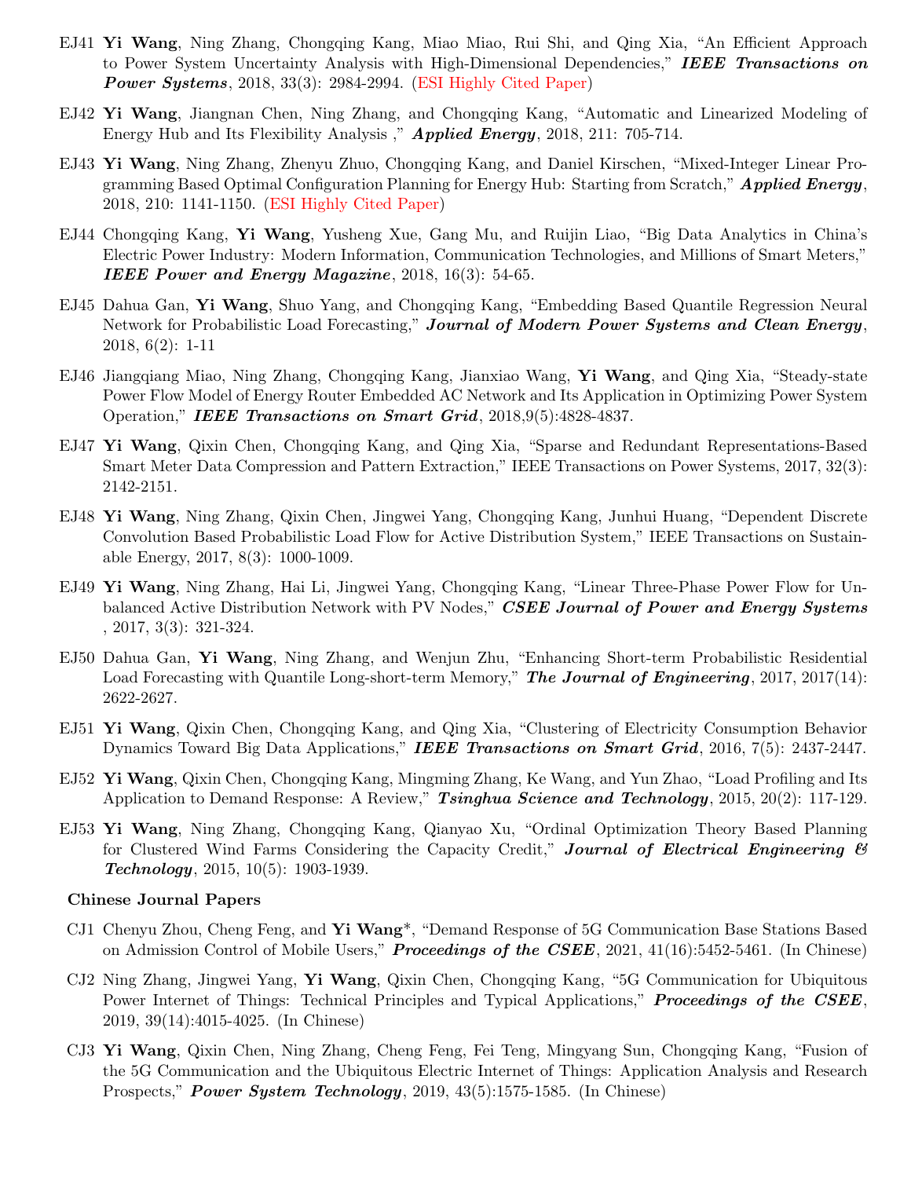EJ41 **Yi Wang**, Ning Zhang, Chongqing Kang, Miao Miao, Rui Shi, and Qing Xia, "An Efficient Approach to Power System Uncertainty Analysis with High-Dimensional Dependencies," ***IEEE Transactions on Power Systems***, 2018, 33(3): 2984-2994. (ESI Highly Cited Paper)

EJ42 **Yi Wang**, Jiangnan Chen, Ning Zhang, and Chongqing Kang, "Automatic and Linearized Modeling of Energy Hub and Its Flexibility Analysis ," ***Applied Energy***, 2018, 211: 705-714.

EJ43 **Yi Wang**, Ning Zhang, Zhenyu Zhuo, Chongqing Kang, and Daniel Kirschen, "Mixed-Integer Linear Programming Based Optimal Configuration Planning for Energy Hub: Starting from Scratch," ***Applied Energy***, 2018, 210: 1141-1150. (ESI Highly Cited Paper)

EJ44 Chongqing Kang, **Yi Wang**, Yusheng Xue, Gang Mu, and Ruijin Liao, "Big Data Analytics in China's Electric Power Industry: Modern Information, Communication Technologies, and Millions of Smart Meters," ***IEEE Power and Energy Magazine***, 2018, 16(3): 54-65.

EJ45 Dahua Gan, **Yi Wang**, Shuo Yang, and Chongqing Kang, "Embedding Based Quantile Regression Neural Network for Probabilistic Load Forecasting," ***Journal of Modern Power Systems and Clean Energy***, 2018, 6(2): 1-11

EJ46 Jiangqiang Miao, Ning Zhang, Chongqing Kang, Jianxiao Wang, **Yi Wang**, and Qing Xia, "Steady-state Power Flow Model of Energy Router Embedded AC Network and Its Application in Optimizing Power System Operation," ***IEEE Transactions on Smart Grid***, 2018,9(5):4828-4837.

EJ47 **Yi Wang**, Qixin Chen, Chongqing Kang, and Qing Xia, "Sparse and Redundant Representations-Based Smart Meter Data Compression and Pattern Extraction," IEEE Transactions on Power Systems, 2017, 32(3): 2142-2151.

EJ48 **Yi Wang**, Ning Zhang, Qixin Chen, Jingwei Yang, Chongqing Kang, Junhui Huang, "Dependent Discrete Convolution Based Probabilistic Load Flow for Active Distribution System," IEEE Transactions on Sustainable Energy, 2017, 8(3): 1000-1009.

EJ49 **Yi Wang**, Ning Zhang, Hai Li, Jingwei Yang, Chongqing Kang, "Linear Three-Phase Power Flow for Unbalanced Active Distribution Network with PV Nodes," ***CSEE Journal of Power and Energy Systems*** , 2017, 3(3): 321-324.

EJ50 Dahua Gan, **Yi Wang**, Ning Zhang, and Wenjun Zhu, "Enhancing Short-term Probabilistic Residential Load Forecasting with Quantile Long-short-term Memory," ***The Journal of Engineering***, 2017, 2017(14): 2622-2627.

EJ51 **Yi Wang**, Qixin Chen, Chongqing Kang, and Qing Xia, "Clustering of Electricity Consumption Behavior Dynamics Toward Big Data Applications," ***IEEE Transactions on Smart Grid***, 2016, 7(5): 2437-2447.

EJ52 **Yi Wang**, Qixin Chen, Chongqing Kang, Mingming Zhang, Ke Wang, and Yun Zhao, "Load Profiling and Its Application to Demand Response: A Review," ***Tsinghua Science and Technology***, 2015, 20(2): 117-129.

EJ53 **Yi Wang**, Ning Zhang, Chongqing Kang, Qianyao Xu, "Ordinal Optimization Theory Based Planning for Clustered Wind Farms Considering the Capacity Credit," ***Journal of Electrical Engineering & Technology***, 2015, 10(5): 1903-1939.

**Chinese Journal Papers**

CJ1 Chenyu Zhou, Cheng Feng, and **Yi Wang***, "Demand Response of 5G Communication Base Stations Based on Admission Control of Mobile Users," ***Proceedings of the CSEE***, 2021, 41(16):5452-5461. (In Chinese)

CJ2 Ning Zhang, Jingwei Yang, **Yi Wang**, Qixin Chen, Chongqing Kang, "5G Communication for Ubiquitous Power Internet of Things: Technical Principles and Typical Applications," ***Proceedings of the CSEE***, 2019, 39(14):4015-4025. (In Chinese)

CJ3 **Yi Wang**, Qixin Chen, Ning Zhang, Cheng Feng, Fei Teng, Mingyang Sun, Chongqing Kang, "Fusion of the 5G Communication and the Ubiquitous Electric Internet of Things: Application Analysis and Research Prospects," ***Power System Technology***, 2019, 43(5):1575-1585. (In Chinese)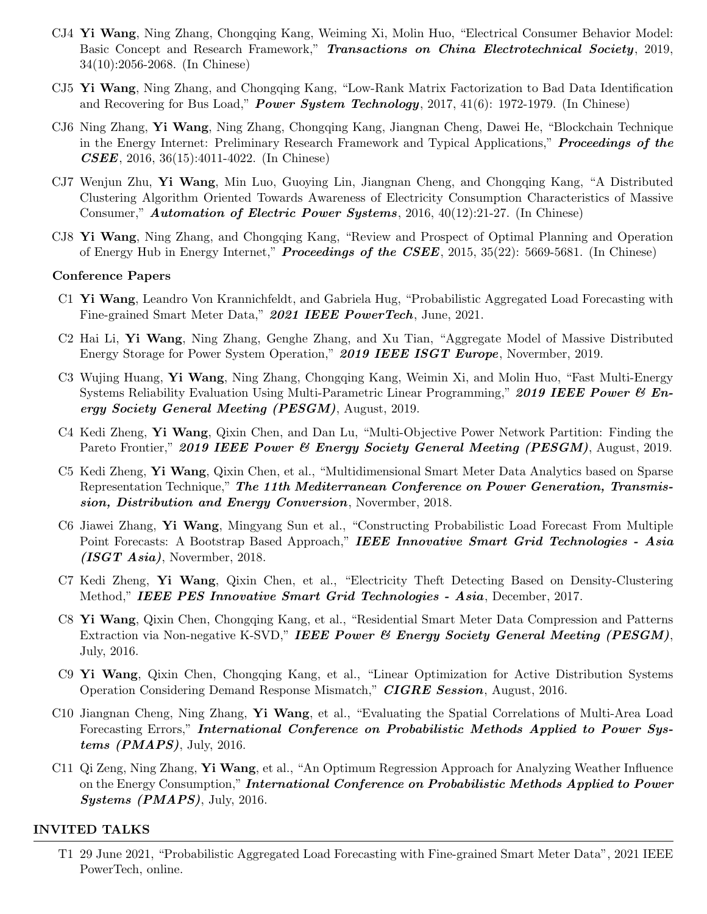CJ4 **Yi Wang**, Ning Zhang, Chongqing Kang, Weiming Xi, Molin Huo, "Electrical Consumer Behavior Model: Basic Concept and Research Framework," ***Transactions on China Electrotechnical Society***, 2019, 34(10):2056-2068. (In Chinese)

CJ5 **Yi Wang**, Ning Zhang, and Chongqing Kang, "Low-Rank Matrix Factorization to Bad Data Identification and Recovering for Bus Load," ***Power System Technology***, 2017, 41(6): 1972-1979. (In Chinese)

CJ6 Ning Zhang, **Yi Wang**, Ning Zhang, Chongqing Kang, Jiangnan Cheng, Dawei He, "Blockchain Technique in the Energy Internet: Preliminary Research Framework and Typical Applications," ***Proceedings of the CSEE***, 2016, 36(15):4011-4022. (In Chinese)

CJ7 Wenjun Zhu, **Yi Wang**, Min Luo, Guoying Lin, Jiangnan Cheng, and Chongqing Kang, "A Distributed Clustering Algorithm Oriented Towards Awareness of Electricity Consumption Characteristics of Massive Consumer," ***Automation of Electric Power Systems***, 2016, 40(12):21-27. (In Chinese)

CJ8 **Yi Wang**, Ning Zhang, and Chongqing Kang, "Review and Prospect of Optimal Planning and Operation of Energy Hub in Energy Internet," ***Proceedings of the CSEE***, 2015, 35(22): 5669-5681. (In Chinese)

**Conference Papers**

C1 **Yi Wang**, Leandro Von Krannichfeldt, and Gabriela Hug, "Probabilistic Aggregated Load Forecasting with Fine-grained Smart Meter Data," ***2021 IEEE PowerTech***, June, 2021.

C2 Hai Li, **Yi Wang**, Ning Zhang, Genghe Zhang, and Xu Tian, "Aggregate Model of Massive Distributed Energy Storage for Power System Operation," ***2019 IEEE ISGT Europe***, Novermber, 2019.

C3 Wujing Huang, **Yi Wang**, Ning Zhang, Chongqing Kang, Weimin Xi, and Molin Huo, "Fast Multi-Energy Systems Reliability Evaluation Using Multi-Parametric Linear Programming," ***2019 IEEE Power & Energy Society General Meeting (PESGM)***, August, 2019.

C4 Kedi Zheng, **Yi Wang**, Qixin Chen, and Dan Lu, "Multi-Objective Power Network Partition: Finding the Pareto Frontier," ***2019 IEEE Power & Energy Society General Meeting (PESGM)***, August, 2019.

C5 Kedi Zheng, **Yi Wang**, Qixin Chen, et al., "Multidimensional Smart Meter Data Analytics based on Sparse Representation Technique," ***The 11th Mediterranean Conference on Power Generation, Transmission, Distribution and Energy Conversion***, Novermber, 2018.

C6 Jiawei Zhang, **Yi Wang**, Mingyang Sun et al., "Constructing Probabilistic Load Forecast From Multiple Point Forecasts: A Bootstrap Based Approach," ***IEEE Innovative Smart Grid Technologies - Asia (ISGT Asia)***, Novermber, 2018.

C7 Kedi Zheng, **Yi Wang**, Qixin Chen, et al., "Electricity Theft Detecting Based on Density-Clustering Method," ***IEEE PES Innovative Smart Grid Technologies - Asia***, December, 2017.

C8 **Yi Wang**, Qixin Chen, Chongqing Kang, et al., "Residential Smart Meter Data Compression and Patterns Extraction via Non-negative K-SVD," ***IEEE Power & Energy Society General Meeting (PESGM)***, July, 2016.

C9 **Yi Wang**, Qixin Chen, Chongqing Kang, et al., "Linear Optimization for Active Distribution Systems Operation Considering Demand Response Mismatch," ***CIGRE Session***, August, 2016.

C10 Jiangnan Cheng, Ning Zhang, **Yi Wang**, et al., "Evaluating the Spatial Correlations of Multi-Area Load Forecasting Errors," ***International Conference on Probabilistic Methods Applied to Power Systems (PMAPS)***, July, 2016.

C11 Qi Zeng, Ning Zhang, **Yi Wang**, et al., "An Optimum Regression Approach for Analyzing Weather Influence on the Energy Consumption," ***International Conference on Probabilistic Methods Applied to Power Systems (PMAPS)***, July, 2016.

## INVITED TALKS

T1 29 June 2021, "Probabilistic Aggregated Load Forecasting with Fine-grained Smart Meter Data", 2021 IEEE PowerTech, online.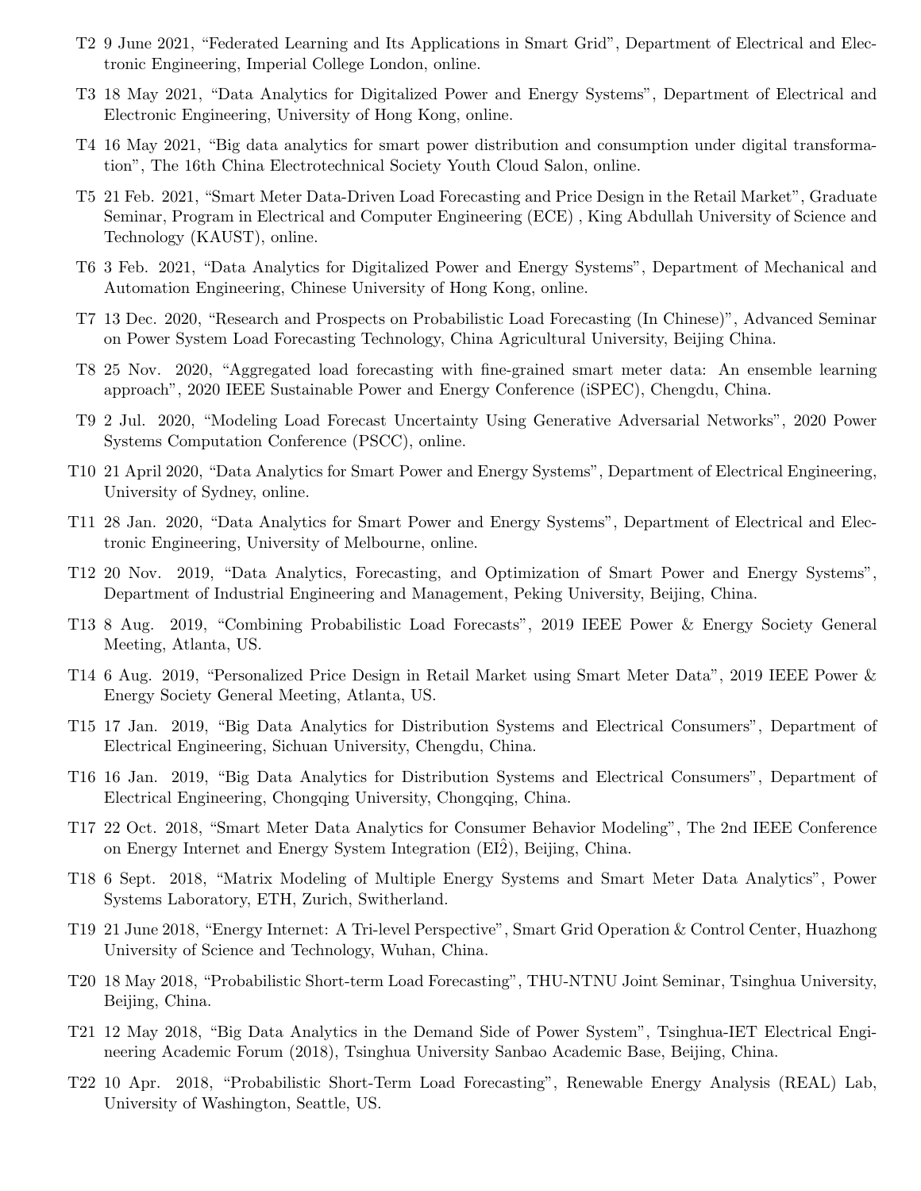- T2 9 June 2021, "Federated Learning and Its Applications in Smart Grid", Department of Electrical and Electronic Engineering, Imperial College London, online.
- T3 18 May 2021, "Data Analytics for Digitalized Power and Energy Systems", Department of Electrical and Electronic Engineering, University of Hong Kong, online.
- T4 16 May 2021, "Big data analytics for smart power distribution and consumption under digital transformation", The 16th China Electrotechnical Society Youth Cloud Salon, online.
- T5 21 Feb. 2021, "Smart Meter Data-Driven Load Forecasting and Price Design in the Retail Market", Graduate Seminar, Program in Electrical and Computer Engineering (ECE) , King Abdullah University of Science and Technology (KAUST), online.
- T6 3 Feb. 2021, "Data Analytics for Digitalized Power and Energy Systems", Department of Mechanical and Automation Engineering, Chinese University of Hong Kong, online.
- T7 13 Dec. 2020, "Research and Prospects on Probabilistic Load Forecasting (In Chinese)", Advanced Seminar on Power System Load Forecasting Technology, China Agricultural University, Beijing China.
- T8 25 Nov. 2020, "Aggregated load forecasting with fine-grained smart meter data: An ensemble learning approach", 2020 IEEE Sustainable Power and Energy Conference (iSPEC), Chengdu, China.
- T9 2 Jul. 2020, "Modeling Load Forecast Uncertainty Using Generative Adversarial Networks", 2020 Power Systems Computation Conference (PSCC), online.
- T10 21 April 2020, "Data Analytics for Smart Power and Energy Systems", Department of Electrical Engineering, University of Sydney, online.
- T11 28 Jan. 2020, "Data Analytics for Smart Power and Energy Systems", Department of Electrical and Electronic Engineering, University of Melbourne, online.
- T12 20 Nov. 2019, "Data Analytics, Forecasting, and Optimization of Smart Power and Energy Systems", Department of Industrial Engineering and Management, Peking University, Beijing, China.
- T13 8 Aug. 2019, "Combining Probabilistic Load Forecasts", 2019 IEEE Power & Energy Society General Meeting, Atlanta, US.
- T14 6 Aug. 2019, "Personalized Price Design in Retail Market using Smart Meter Data", 2019 IEEE Power & Energy Society General Meeting, Atlanta, US.
- T15 17 Jan. 2019, "Big Data Analytics for Distribution Systems and Electrical Consumers", Department of Electrical Engineering, Sichuan University, Chengdu, China.
- T16 16 Jan. 2019, "Big Data Analytics for Distribution Systems and Electrical Consumers", Department of Electrical Engineering, Chongqing University, Chongqing, China.
- T17 22 Oct. 2018, "Smart Meter Data Analytics for Consumer Behavior Modeling", The 2nd IEEE Conference on Energy Internet and Energy System Integration (EI$\hat{2}$), Beijing, China.
- T18 6 Sept. 2018, "Matrix Modeling of Multiple Energy Systems and Smart Meter Data Analytics", Power Systems Laboratory, ETH, Zurich, Swtherland.
- T19 21 June 2018, "Energy Internet: A Tri-level Perspective", Smart Grid Operation & Control Center, Huazhong University of Science and Technology, Wuhan, China.
- T20 18 May 2018, "Probabilistic Short-term Load Forecasting", THU-NTNU Joint Seminar, Tsinghua University, Beijing, China.
- T21 12 May 2018, "Big Data Analytics in the Demand Side of Power System", Tsinghua-IET Electrical Engineering Academic Forum (2018), Tsinghua University Sanbao Academic Base, Beijing, China.
- T22 10 Apr. 2018, "Probabilistic Short-Term Load Forecasting", Renewable Energy Analysis (REAL) Lab, University of Washington, Seattle, US.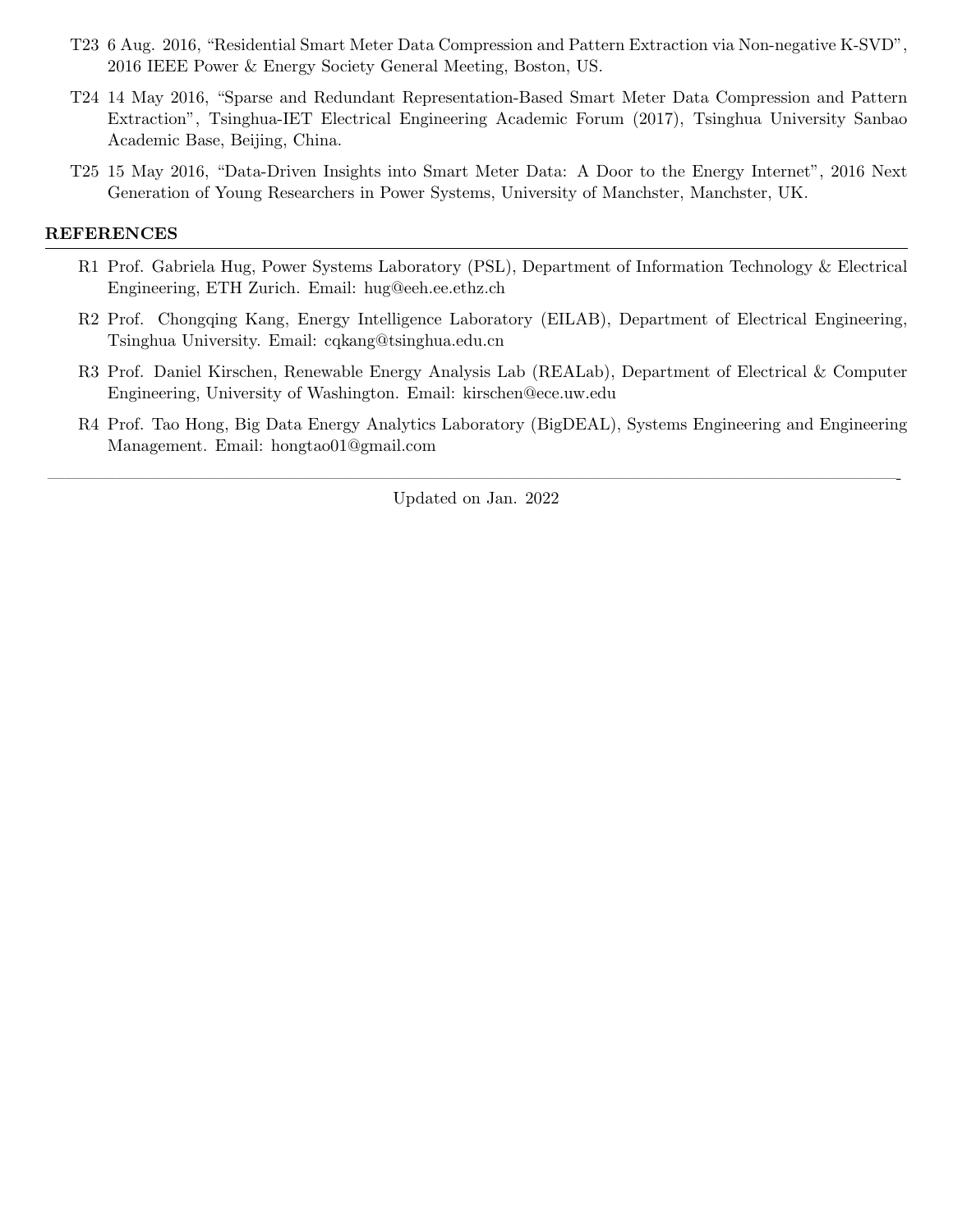- T23 6 Aug. 2016, "Residential Smart Meter Data Compression and Pattern Extraction via Non-negative K-SVD", 2016 IEEE Power & Energy Society General Meeting, Boston, US.
- T24 14 May 2016, "Sparse and Redundant Representation-Based Smart Meter Data Compression and Pattern Extraction", Tsinghua-IET Electrical Engineering Academic Forum (2017), Tsinghua University Sanbao Academic Base, Beijing, China.
- T25 15 May 2016, "Data-Driven Insights into Smart Meter Data: A Door to the Energy Internet", 2016 Next Generation of Young Researchers in Power Systems, University of Manchster, Manchster, UK.

## REFERENCES

- R1 Prof. Gabriela Hug, Power Systems Laboratory (PSL), Department of Information Technology & Electrical Engineering, ETH Zurich. Email: hug@eeh.ee.ethz.ch
- R2 Prof. Chongqing Kang, Energy Intelligence Laboratory (EILAB), Department of Electrical Engineering, Tsinghua University. Email: cqkang@tsinghua.edu.cn
- R3 Prof. Daniel Kirschen, Renewable Energy Analysis Lab (REALab), Department of Electrical & Computer Engineering, University of Washington. Email: kirschen@ece.uw.edu
- R4 Prof. Tao Hong, Big Data Energy Analytics Laboratory (BigDEAL), Systems Engineering and Engineering Management. Email: hongtao01@gmail.com

---

Updated on Jan. 2022